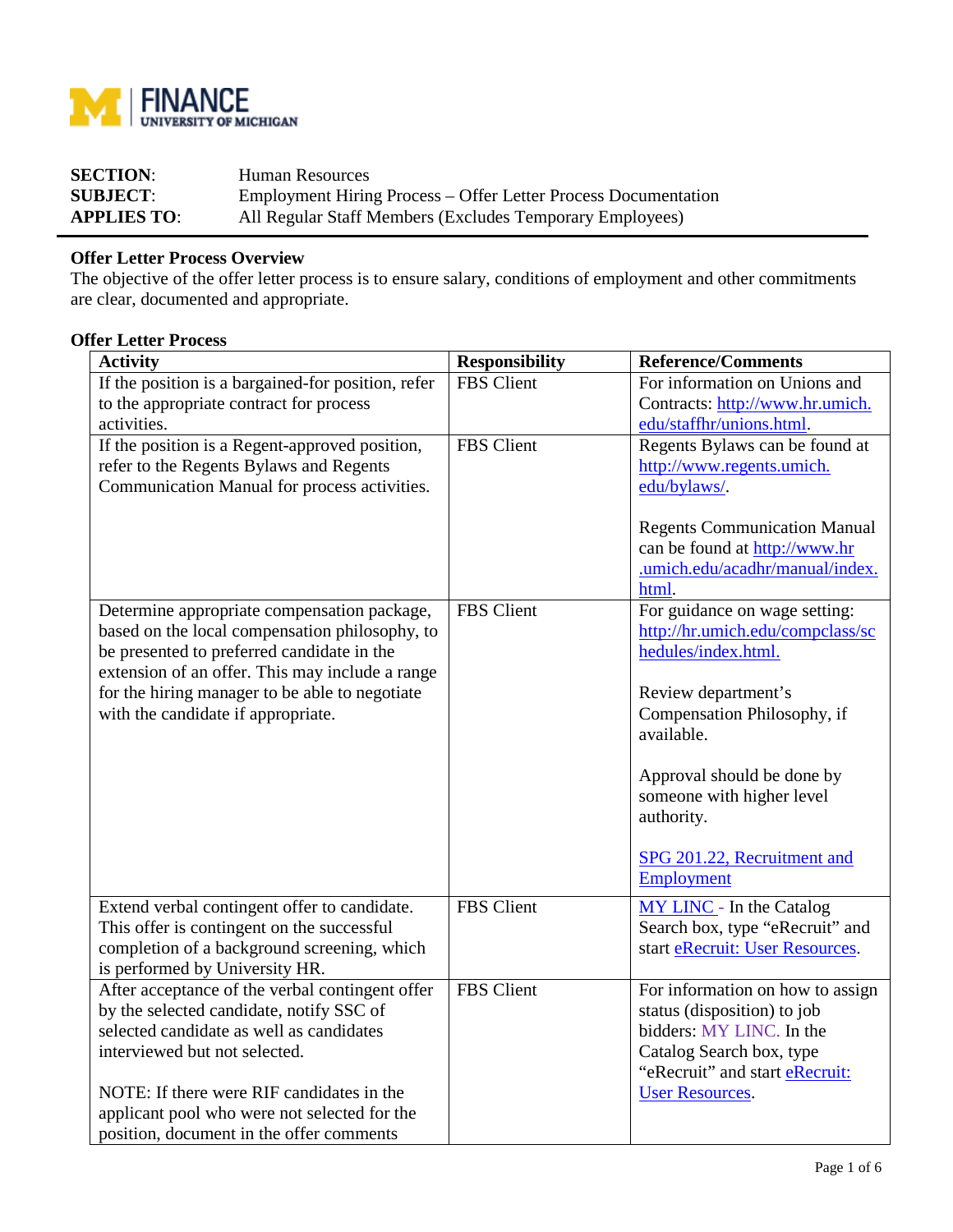**FINANCE**
**UNIVERSITY OF MICHIGAN**

| | |
|---|---|
| **SECTION**: | Human Resources |
| **SUBJECT**: | Employment Hiring Process – Offer Letter Process Documentation |
| **APPLIES TO**: | All Regular Staff Members (Excludes Temporary Employees) |

## Offer Letter Process Overview

The objective of the offer letter process is to ensure salary, conditions of employment and other commitments are clear, documented and appropriate.

## Offer Letter Process

| Activity | Responsibility | Reference/Comments |
|---|---|---|
| If the position is a bargained-for position, refer to the appropriate contract for process activities. | FBS Client | For information on Unions and Contracts: http://www.hr.umich.edu/staffhr/unions.html. |
| If the position is a Regent-approved position, refer to the Regents Bylaws and Regents Communication Manual for process activities. | FBS Client | Regents Bylaws can be found at http://www.regents.umich.edu/bylaws/.<br><br>Regents Communication Manual can be found at http://www.hr.umich.edu/acadhr/manual/index.html. |
| Determine appropriate compensation package, based on the local compensation philosophy, to be presented to preferred candidate in the extension of an offer. This may include a range for the hiring manager to be able to negotiate with the candidate if appropriate. | FBS Client | For guidance on wage setting: http://hr.umich.edu/compclass/schedules/index.html.<br><br>Review department's Compensation Philosophy, if available.<br><br>Approval should be done by someone with higher level authority.<br><br>SPG 201.22, Recruitment and Employment |
| Extend verbal contingent offer to candidate. This offer is contingent on the successful completion of a background screening, which is performed by University HR. | FBS Client | MY LINC - In the Catalog Search box, type "eRecruit" and start eRecruit: User Resources. |
| After acceptance of the verbal contingent offer by the selected candidate, notify SSC of selected candidate as well as candidates interviewed but not selected.<br><br>NOTE: If there were RIF candidates in the applicant pool who were not selected for the position, document in the offer comments | FBS Client | For information on how to assign status (disposition) to job bidders: MY LINC. In the Catalog Search box, type "eRecruit" and start eRecruit: User Resources. |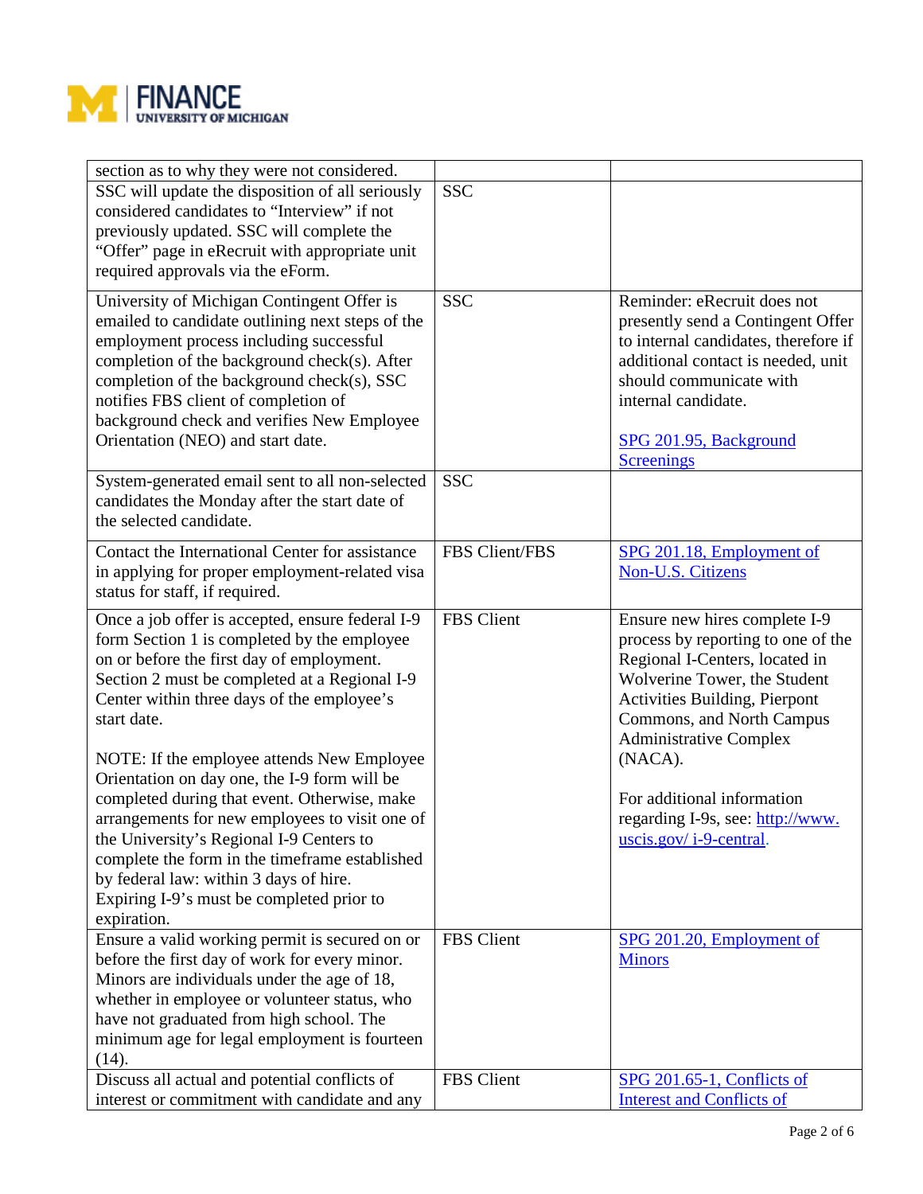| | | |
|---|---|---|
| section as to why they were not considered. | | |
| SSC will update the disposition of all seriously considered candidates to "Interview" if not previously updated. SSC will complete the "Offer" page in eRecruit with appropriate unit required approvals via the eForm. | SSC | |
| University of Michigan Contingent Offer is emailed to candidate outlining next steps of the employment process including successful completion of the background check(s). After completion of the background check(s), SSC notifies FBS client of completion of background check and verifies New Employee Orientation (NEO) and start date. | SSC | Reminder: eRecruit does not presently send a Contingent Offer to internal candidates, therefore if additional contact is needed, unit should communicate with internal candidate.<br><br>SPG 201.95, Background Screenings |
| System-generated email sent to all non-selected candidates the Monday after the start date of the selected candidate. | SSC | |
| Contact the International Center for assistance in applying for proper employment-related visa status for staff, if required. | FBS Client/FBS | SPG 201.18, Employment of Non-U.S. Citizens |
| Once a job offer is accepted, ensure federal I-9 form Section 1 is completed by the employee on or before the first day of employment. Section 2 must be completed at a Regional I-9 Center within three days of the employee's start date.<br><br>NOTE: If the employee attends New Employee Orientation on day one, the I-9 form will be completed during that event. Otherwise, make arrangements for new employees to visit one of the University's Regional I-9 Centers to complete the form in the timeframe established by federal law: within 3 days of hire. Expiring I-9's must be completed prior to expiration. | FBS Client | Ensure new hires complete I-9 process by reporting to one of the Regional I-Centers, located in Wolverine Tower, the Student Activities Building, Pierpont Commons, and North Campus Administrative Complex (NACA).<br><br>For additional information regarding I-9s, see: http://www.uscis.gov/i-9-central. |
| Ensure a valid working permit is secured on or before the first day of work for every minor. Minors are individuals under the age of 18, whether in employee or volunteer status, who have not graduated from high school. The minimum age for legal employment is fourteen (14). | FBS Client | SPG 201.20, Employment of Minors |
| Discuss all actual and potential conflicts of interest or commitment with candidate and any | FBS Client | SPG 201.65-1, Conflicts of Interest and Conflicts of |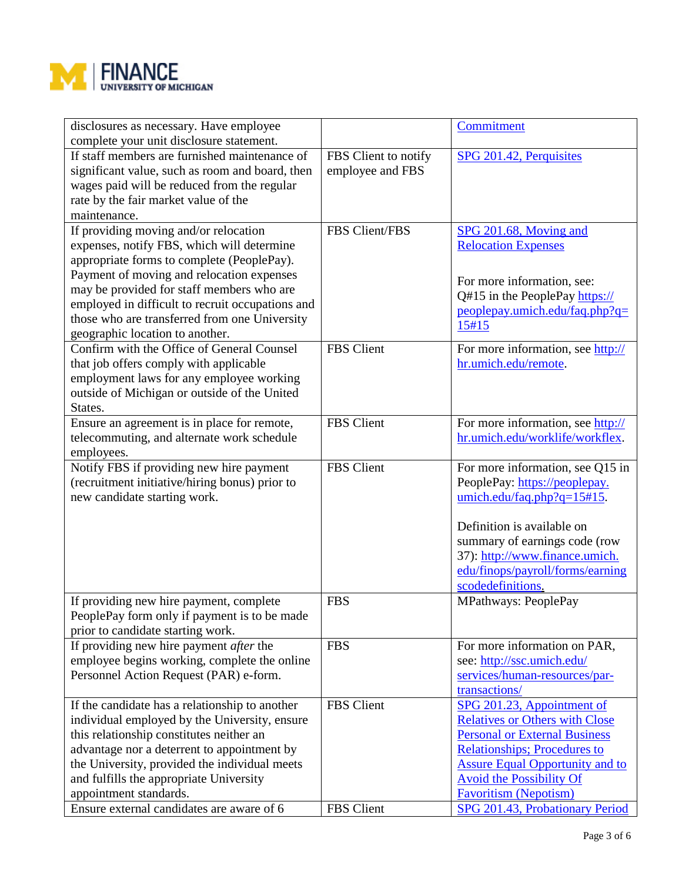| | | |
|---|---|---|
| disclosures as necessary. Have employee complete your unit disclosure statement. | | Commitment |
| If staff members are furnished maintenance of significant value, such as room and board, then wages paid will be reduced from the regular rate by the fair market value of the maintenance. | FBS Client to notify employee and FBS | SPG 201.42, Perquisites |
| If providing moving and/or relocation expenses, notify FBS, which will determine appropriate forms to complete (PeoplePay). Payment of moving and relocation expenses may be provided for staff members who are employed in difficult to recruit occupations and those who are transferred from one University geographic location to another. | FBS Client/FBS | SPG 201.68, Moving and Relocation Expenses<br><br>For more information, see: Q#15 in the PeoplePay https://peoplepay.umich.edu/faq.php?q=15#15 |
| Confirm with the Office of General Counsel that job offers comply with applicable employment laws for any employee working outside of Michigan or outside of the United States. | FBS Client | For more information, see http://hr.umich.edu/remote. |
| Ensure an agreement is in place for remote, telecommuting, and alternate work schedule employees. | FBS Client | For more information, see http://hr.umich.edu/worklife/workflex. |
| Notify FBS if providing new hire payment (recruitment initiative/hiring bonus) prior to new candidate starting work. | FBS Client | For more information, see Q15 in PeoplePay: https://peoplepay.umich.edu/faq.php?q=15#15.<br><br>Definition is available on summary of earnings code (row 37): http://www.finance.umich.edu/finops/payroll/forms/earningscodedefinitions. |
| If providing new hire payment, complete PeoplePay form only if payment is to be made prior to candidate starting work. | FBS | MPathways: PeoplePay |
| If providing new hire payment *after* the employee begins working, complete the online Personnel Action Request (PAR) e-form. | FBS | For more information on PAR, see: http://ssc.umich.edu/services/human-resources/par-transactions/ |
| If the candidate has a relationship to another individual employed by the University, ensure this relationship constitutes neither an advantage nor a deterrent to appointment by the University, provided the individual meets and fulfills the appropriate University appointment standards. | FBS Client | SPG 201.23, Appointment of Relatives or Others with Close Personal or External Business Relationships; Procedures to Assure Equal Opportunity and to Avoid the Possibility Of Favoritism (Nepotism) |
| Ensure external candidates are aware of 6 | FBS Client | SPG 201.43, Probationary Period |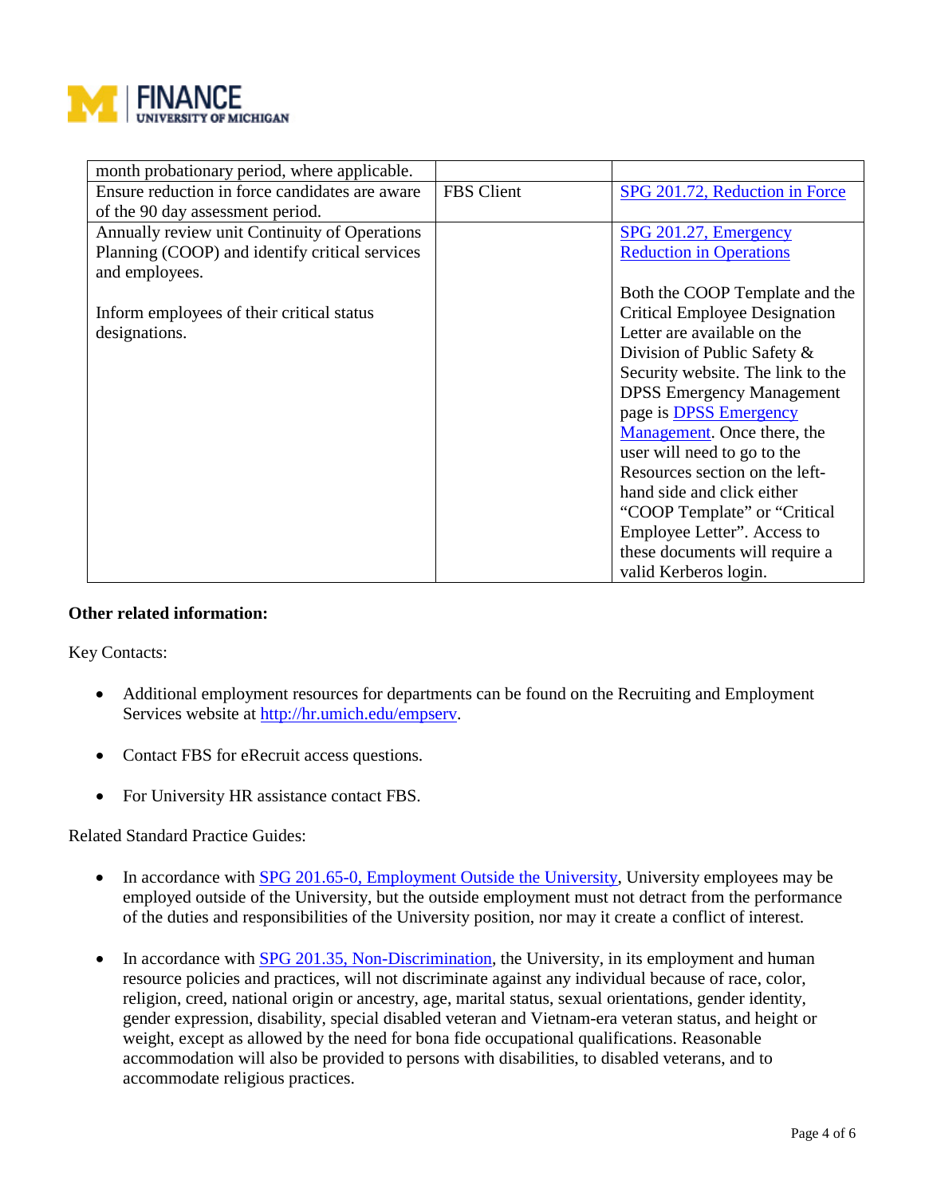| | | |
|---|---|---|
| month probationary period, where applicable. | | |
| Ensure reduction in force candidates are aware of the 90 day assessment period. | FBS Client | SPG 201.72, Reduction in Force |
| Annually review unit Continuity of Operations Planning (COOP) and identify critical services and employees.<br><br>Inform employees of their critical status designations. | | SPG 201.27, Emergency Reduction in Operations<br><br>Both the COOP Template and the Critical Employee Designation Letter are available on the Division of Public Safety & Security website. The link to the DPSS Emergency Management page is DPSS Emergency Management. Once there, the user will need to go to the Resources section on the left-hand side and click either "COOP Template" or "Critical Employee Letter". Access to these documents will require a valid Kerberos login. |

**Other related information:**

Key Contacts:

- Additional employment resources for departments can be found on the Recruiting and Employment Services website at http://hr.umich.edu/empserv.
- Contact FBS for eRecruit access questions.
- For University HR assistance contact FBS.

Related Standard Practice Guides:

- In accordance with SPG 201.65-0, Employment Outside the University, University employees may be employed outside of the University, but the outside employment must not detract from the performance of the duties and responsibilities of the University position, nor may it create a conflict of interest.
- In accordance with SPG 201.35, Non-Discrimination, the University, in its employment and human resource policies and practices, will not discriminate against any individual because of race, color, religion, creed, national origin or ancestry, age, marital status, sexual orientations, gender identity, gender expression, disability, special disabled veteran and Vietnam-era veteran status, and height or weight, except as allowed by the need for bona fide occupational qualifications. Reasonable accommodation will also be provided to persons with disabilities, to disabled veterans, and to accommodate religious practices.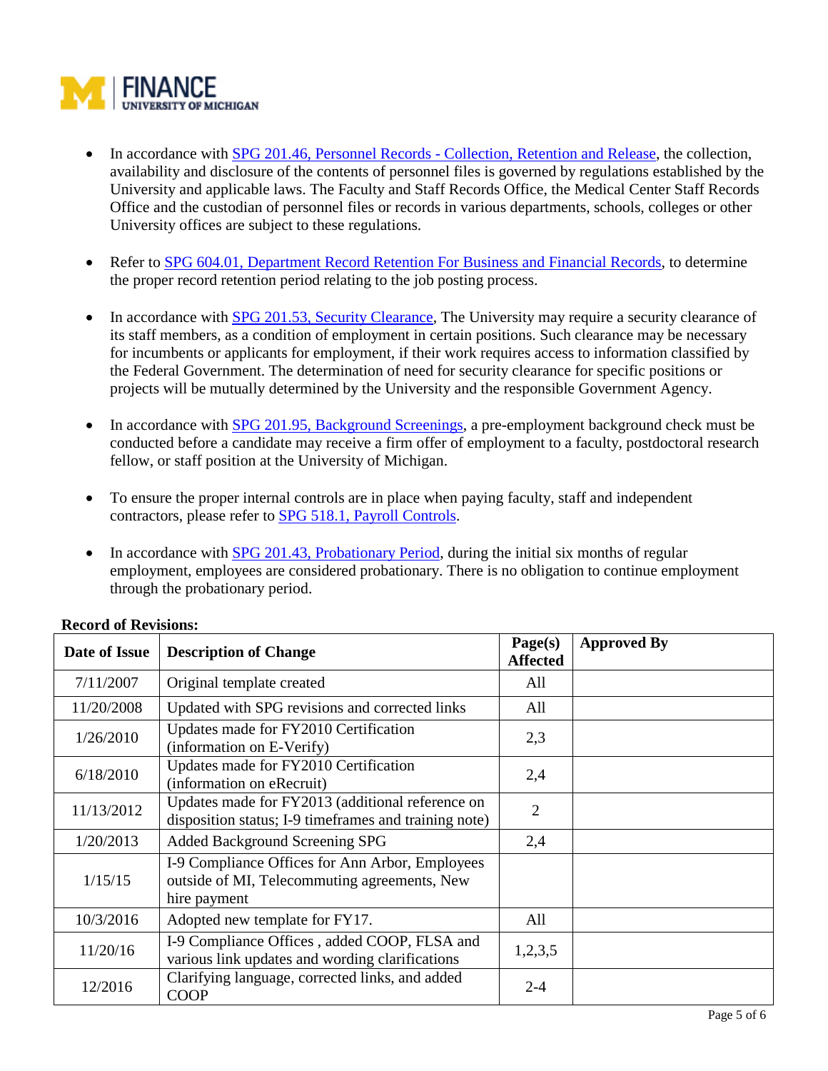- In accordance with SPG 201.46, Personnel Records - Collection, Retention and Release, the collection, availability and disclosure of the contents of personnel files is governed by regulations established by the University and applicable laws. The Faculty and Staff Records Office, the Medical Center Staff Records Office and the custodian of personnel files or records in various departments, schools, colleges or other University offices are subject to these regulations.

- Refer to SPG 604.01, Department Record Retention For Business and Financial Records, to determine the proper record retention period relating to the job posting process.

- In accordance with SPG 201.53, Security Clearance, The University may require a security clearance of its staff members, as a condition of employment in certain positions. Such clearance may be necessary for incumbents or applicants for employment, if their work requires access to information classified by the Federal Government. The determination of need for security clearance for specific positions or projects will be mutually determined by the University and the responsible Government Agency.

- In accordance with SPG 201.95, Background Screenings, a pre-employment background check must be conducted before a candidate may receive a firm offer of employment to a faculty, postdoctoral research fellow, or staff position at the University of Michigan.

- To ensure the proper internal controls are in place when paying faculty, staff and independent contractors, please refer to SPG 518.1, Payroll Controls.

- In accordance with SPG 201.43, Probationary Period, during the initial six months of regular employment, employees are considered probationary. There is no obligation to continue employment through the probationary period.

**Record of Revisions:**

| Date of Issue | Description of Change | Page(s) Affected | Approved By |
|---|---|---|---|
| 7/11/2007 | Original template created | All | |
| 11/20/2008 | Updated with SPG revisions and corrected links | All | |
| 1/26/2010 | Updates made for FY2010 Certification (information on E-Verify) | 2,3 | |
| 6/18/2010 | Updates made for FY2010 Certification (information on eRecruit) | 2,4 | |
| 11/13/2012 | Updates made for FY2013 (additional reference on disposition status; I-9 timeframes and training note) | 2 | |
| 1/20/2013 | Added Background Screening SPG | 2,4 | |
| 1/15/15 | I-9 Compliance Offices for Ann Arbor, Employees outside of MI, Telecommuting agreements, New hire payment | | |
| 10/3/2016 | Adopted new template for FY17. | All | |
| 11/20/16 | I-9 Compliance Offices , added COOP, FLSA and various link updates and wording clarifications | 1,2,3,5 | |
| 12/2016 | Clarifying language, corrected links, and added COOP | 2-4 | |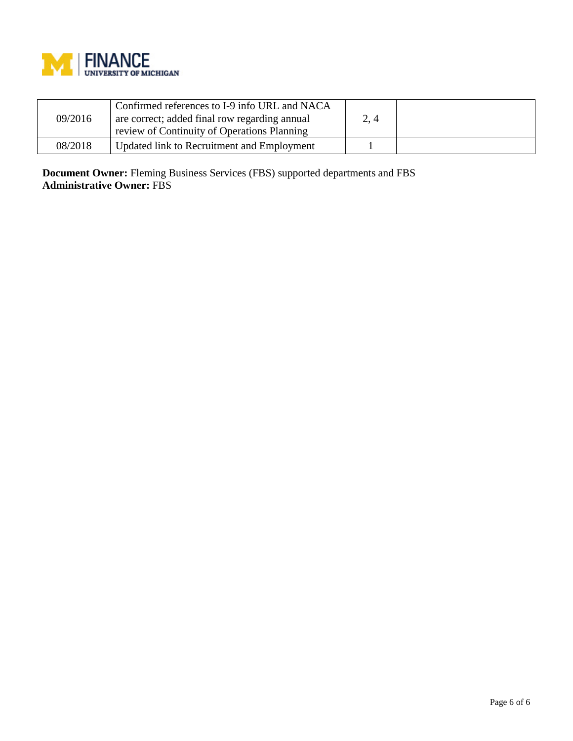| | | | |
|---|---|---|---|
| 09/2016 | Confirmed references to I-9 info URL and NACA are correct; added final row regarding annual review of Continuity of Operations Planning | 2, 4 | |
| 08/2018 | Updated link to Recruitment and Employment | 1 | |

**Document Owner:** Fleming Business Services (FBS) supported departments and FBS
**Administrative Owner:** FBS